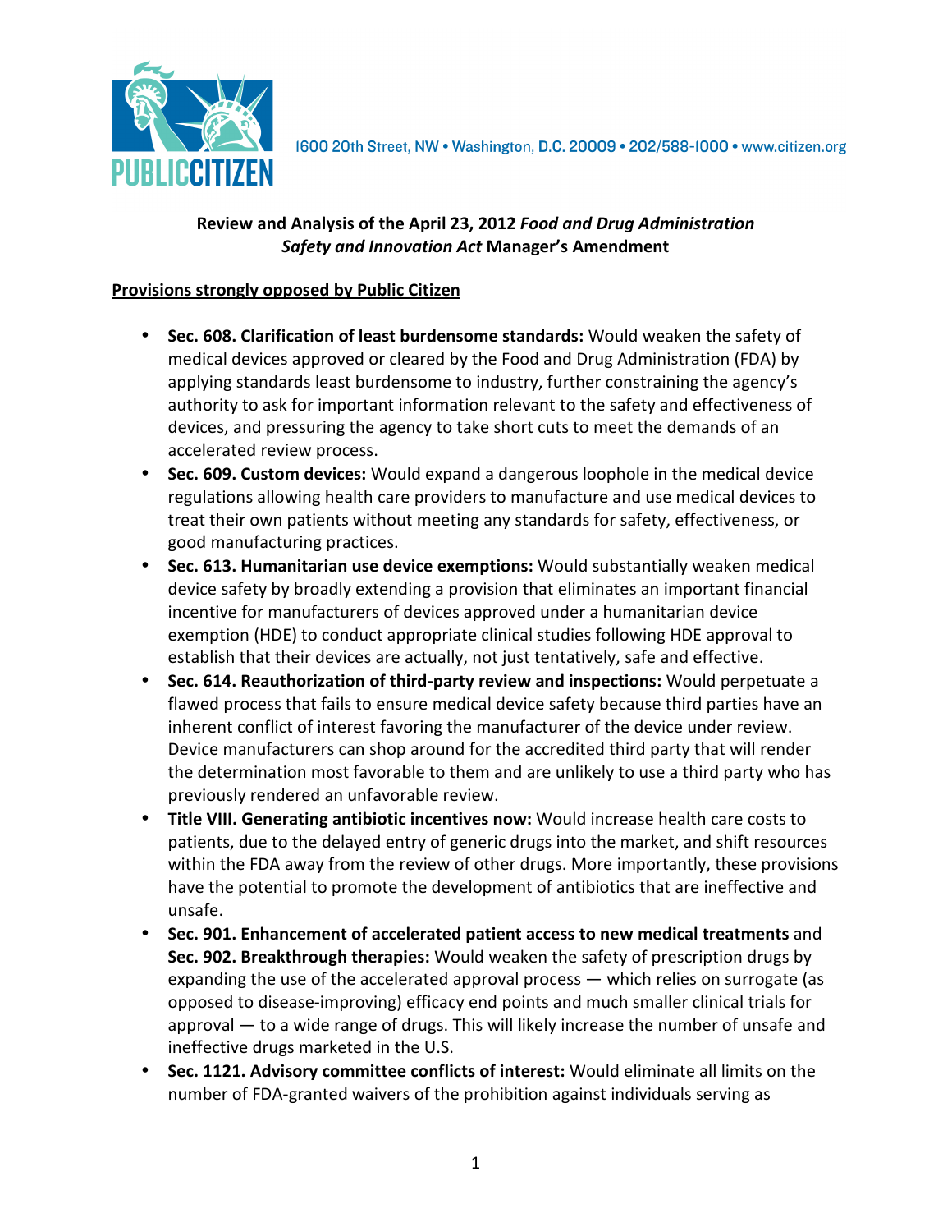1600 20th Street, NW • Washington, D.C. 20009 • 202/588-1000 • www.citizen.org

**Review and Analysis of the April 23, 2012 *Food and Drug Administration Safety and Innovation Act* Manager's Amendment**

**Provisions strongly opposed by Public Citizen**

- **Sec. 608. Clarification of least burdensome standards:** Would weaken the safety of medical devices approved or cleared by the Food and Drug Administration (FDA) by applying standards least burdensome to industry, further constraining the agency's authority to ask for important information relevant to the safety and effectiveness of devices, and pressuring the agency to take short cuts to meet the demands of an accelerated review process.
- **Sec. 609. Custom devices:** Would expand a dangerous loophole in the medical device regulations allowing health care providers to manufacture and use medical devices to treat their own patients without meeting any standards for safety, effectiveness, or good manufacturing practices.
- **Sec. 613. Humanitarian use device exemptions:** Would substantially weaken medical device safety by broadly extending a provision that eliminates an important financial incentive for manufacturers of devices approved under a humanitarian device exemption (HDE) to conduct appropriate clinical studies following HDE approval to establish that their devices are actually, not just tentatively, safe and effective.
- **Sec. 614. Reauthorization of third-party review and inspections:** Would perpetuate a flawed process that fails to ensure medical device safety because third parties have an inherent conflict of interest favoring the manufacturer of the device under review. Device manufacturers can shop around for the accredited third party that will render the determination most favorable to them and are unlikely to use a third party who has previously rendered an unfavorable review.
- **Title VIII. Generating antibiotic incentives now:** Would increase health care costs to patients, due to the delayed entry of generic drugs into the market, and shift resources within the FDA away from the review of other drugs. More importantly, these provisions have the potential to promote the development of antibiotics that are ineffective and unsafe.
- **Sec. 901. Enhancement of accelerated patient access to new medical treatments** and **Sec. 902. Breakthrough therapies:** Would weaken the safety of prescription drugs by expanding the use of the accelerated approval process — which relies on surrogate (as opposed to disease-improving) efficacy end points and much smaller clinical trials for approval — to a wide range of drugs. This will likely increase the number of unsafe and ineffective drugs marketed in the U.S.
- **Sec. 1121. Advisory committee conflicts of interest:** Would eliminate all limits on the number of FDA-granted waivers of the prohibition against individuals serving as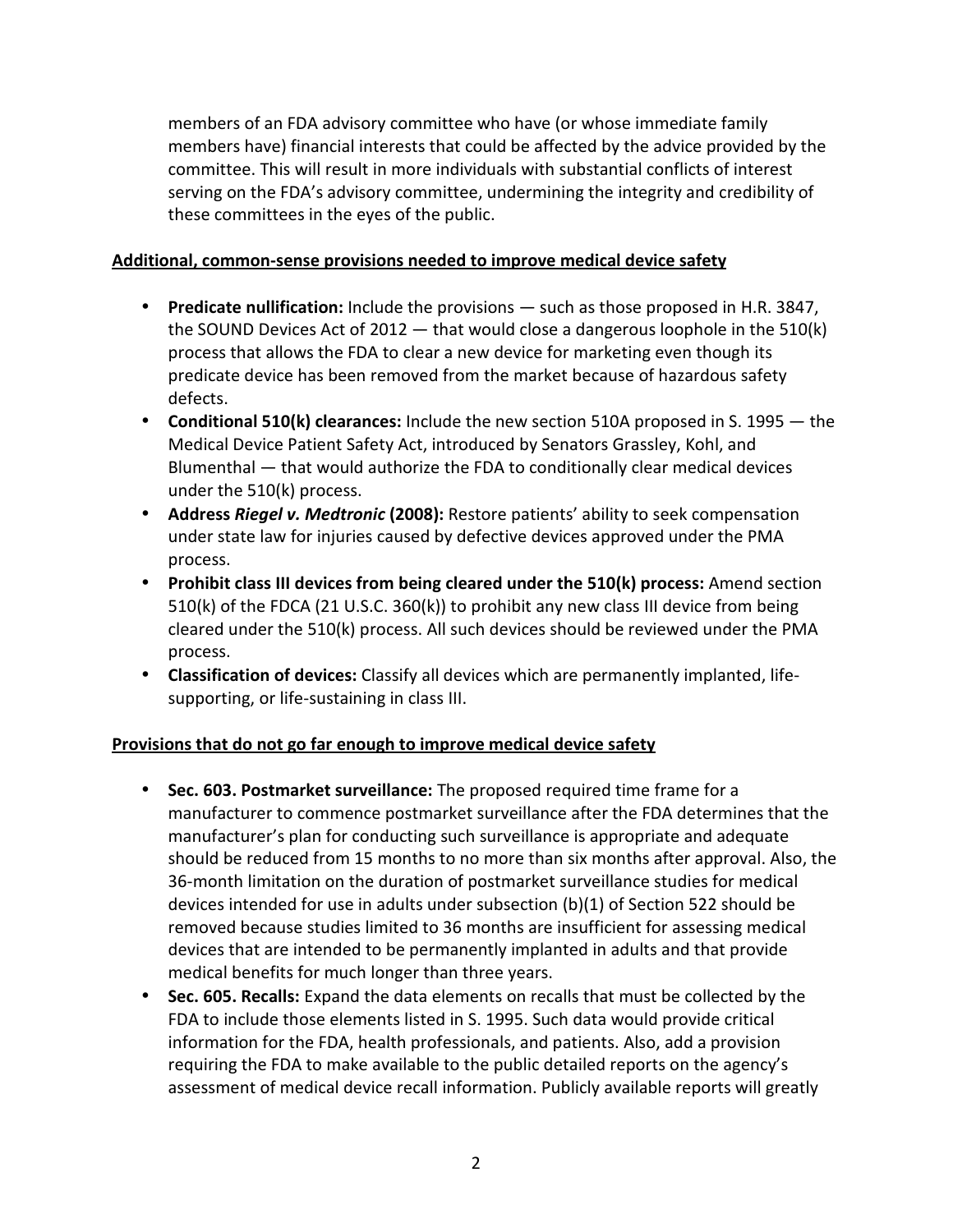members of an FDA advisory committee who have (or whose immediate family members have) financial interests that could be affected by the advice provided by the committee. This will result in more individuals with substantial conflicts of interest serving on the FDA's advisory committee, undermining the integrity and credibility of these committees in the eyes of the public.

**Additional, common-sense provisions needed to improve medical device safety**

- **Predicate nullification:** Include the provisions — such as those proposed in H.R. 3847, the SOUND Devices Act of 2012 — that would close a dangerous loophole in the 510(k) process that allows the FDA to clear a new device for marketing even though its predicate device has been removed from the market because of hazardous safety defects.
- **Conditional 510(k) clearances:** Include the new section 510A proposed in S. 1995 — the Medical Device Patient Safety Act, introduced by Senators Grassley, Kohl, and Blumenthal — that would authorize the FDA to conditionally clear medical devices under the 510(k) process.
- **Address *Riegel v. Medtronic* (2008):** Restore patients' ability to seek compensation under state law for injuries caused by defective devices approved under the PMA process.
- **Prohibit class III devices from being cleared under the 510(k) process:** Amend section 510(k) of the FDCA (21 U.S.C. 360(k)) to prohibit any new class III device from being cleared under the 510(k) process. All such devices should be reviewed under the PMA process.
- **Classification of devices:** Classify all devices which are permanently implanted, life-supporting, or life-sustaining in class III.

**Provisions that do not go far enough to improve medical device safety**

- **Sec. 603. Postmarket surveillance:** The proposed required time frame for a manufacturer to commence postmarket surveillance after the FDA determines that the manufacturer's plan for conducting such surveillance is appropriate and adequate should be reduced from 15 months to no more than six months after approval. Also, the 36-month limitation on the duration of postmarket surveillance studies for medical devices intended for use in adults under subsection (b)(1) of Section 522 should be removed because studies limited to 36 months are insufficient for assessing medical devices that are intended to be permanently implanted in adults and that provide medical benefits for much longer than three years.
- **Sec. 605. Recalls:** Expand the data elements on recalls that must be collected by the FDA to include those elements listed in S. 1995. Such data would provide critical information for the FDA, health professionals, and patients. Also, add a provision requiring the FDA to make available to the public detailed reports on the agency's assessment of medical device recall information. Publicly available reports will greatly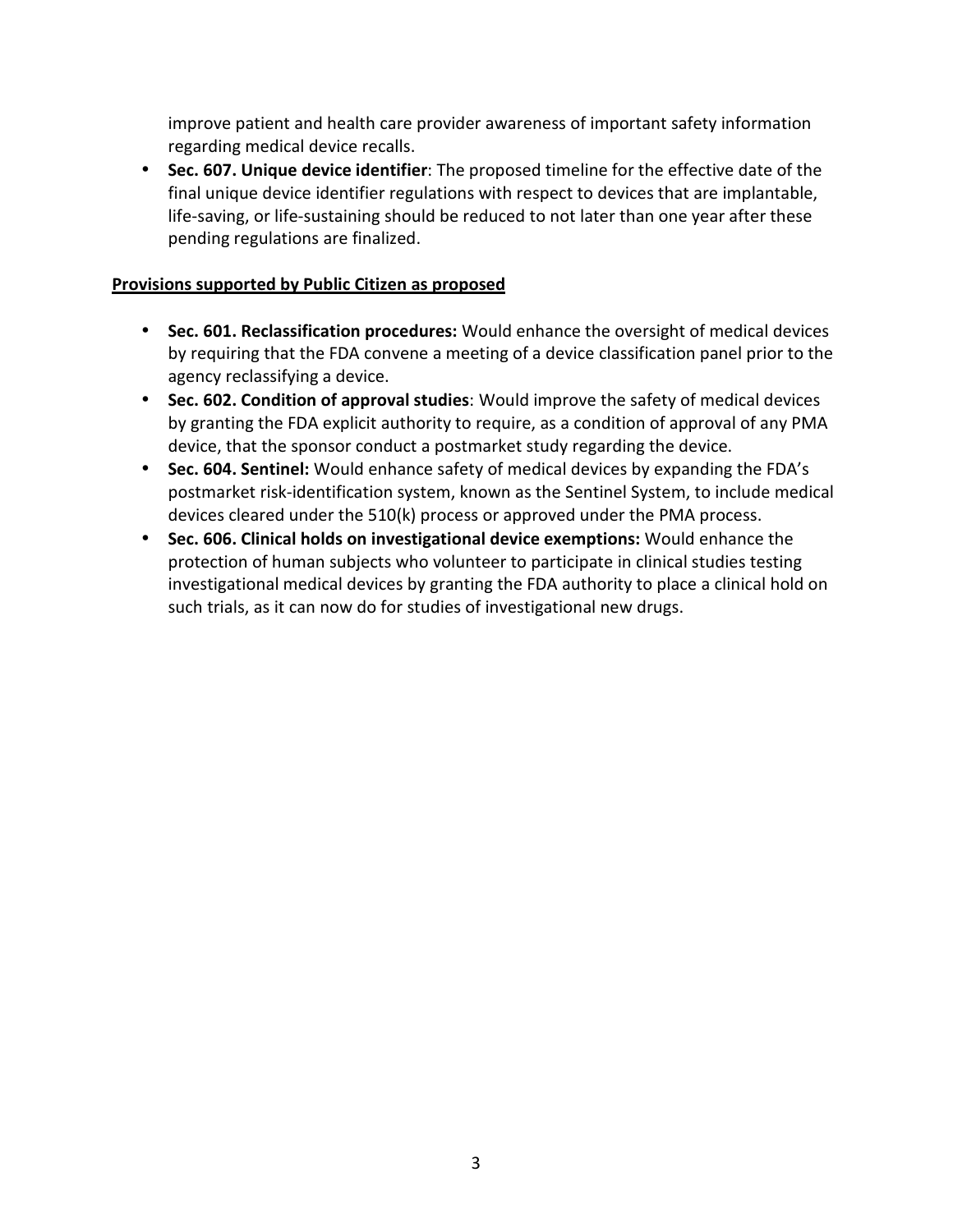improve patient and health care provider awareness of important safety information regarding medical device recalls.

- **Sec. 607. Unique device identifier**: The proposed timeline for the effective date of the final unique device identifier regulations with respect to devices that are implantable, life-saving, or life-sustaining should be reduced to not later than one year after these pending regulations are finalized.

**Provisions supported by Public Citizen as proposed**

- **Sec. 601. Reclassification procedures:** Would enhance the oversight of medical devices by requiring that the FDA convene a meeting of a device classification panel prior to the agency reclassifying a device.
- **Sec. 602. Condition of approval studies**: Would improve the safety of medical devices by granting the FDA explicit authority to require, as a condition of approval of any PMA device, that the sponsor conduct a postmarket study regarding the device.
- **Sec. 604. Sentinel:** Would enhance safety of medical devices by expanding the FDA's postmarket risk-identification system, known as the Sentinel System, to include medical devices cleared under the 510(k) process or approved under the PMA process.
- **Sec. 606. Clinical holds on investigational device exemptions:** Would enhance the protection of human subjects who volunteer to participate in clinical studies testing investigational medical devices by granting the FDA authority to place a clinical hold on such trials, as it can now do for studies of investigational new drugs.